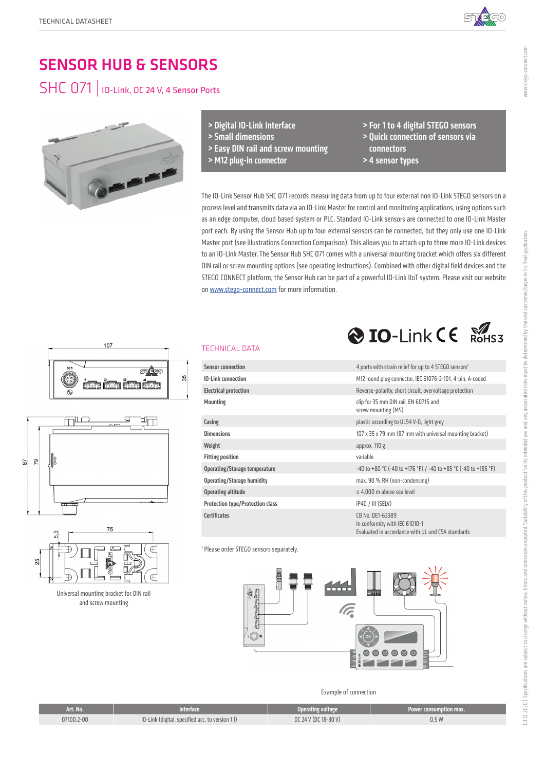# SENSOR HUB & SENSORS

## SHC 071 | IO-Link, DC 24 V, 4 Sensor Ports

- > Digital IO-Link Interface
- > Small dimensions
- > Easy DIN rail and screw mounting
- > M12 plug-in connector
- > For 1 to 4 digital STEGO sensors
- > Quick connection of sensors via connectors
- > 4 sensor types

The IO-Link Sensor Hub SHC 071 records measuring data from up to four external non IO-Link STEGO sensors on a process level and transmits data via an IO-Link Master for control and monitoring applications, using options such as an edge computer, cloud based system or PLC. Standard IO-Link sensors are connected to one IO-Link Master port each. By using the Sensor Hub up to four external sensors can be connected, but they only use one IO-Link Master port (see illustrations Connection Comparison). This allows you to attach up to three more IO-Link devices to an IO-Link Master. The Sensor Hub SHC 071 comes with a universal mounting bracket which offers six different DIN rail or screw mounting options (see operating instructions). Combined with other digital field devices and the STEGO CONNECT platform, the Sensor Hub can be part of a powerful IO-Link IIoT system. Please visit our website on www.stego-connect.com for more information.

### TECHNICAL DATA

| | |
|---|---|
| **Sensor connection** | 4 ports with strain relief for up to 4 STEGO sensors[1] |
| **IO-Link connection** | M12 round plug connector, IEC 61076-2-101, 4-pin, A-coded |
| **Electrical protection** | Reverse-polarity, short circuit, overvoltage protection |
| **Mounting** | clip for 35 mm DIN rail, EN 60715 and screw mounting (M5) |
| **Casing** | plastic according to UL94 V-0, light grey |
| **Dimensions** | 107 x 35 x 79 mm (87 mm with universal mounting bracket) |
| **Weight** | approx. 110 g |
| **Fitting position** | variable |
| **Operating/Storage temperature** | -40 to +80 °C (-40 to +176 °F) / -40 to +85 °C (-40 to +185 °F) |
| **Operating/Storage humidity** | max. 90 % RH (non-condensing) |
| **Operating altitude** | ≤ 4,000 m above sea level |
| **Protection type/Protection class** | IP40 / III (SELV) |
| **Certificates** | CB No. DE1-63389<br>In conformity with IEC 61010-1<br>Evaluated in accordance with UL und CSA standards |

[1] Please order STEGO sensors separately.

Universal mounting bracket for DIN rail and screw mounting

Example of connection

| Art. No. | Interface | Operating voltage | Power consumption max. |
|---|---|---|---|
| 07100.2-00 | IO-Link (digital, specified acc. to version 1.1) | DC 24 V (DC 18-30 V) | 0.5 W |

03.12.2020 | Specifications are subject to change without notice. Errors and omissions excepted. Suitability of this product for its intended use and any associated risks must be determined by the end customer/buyer in its final application.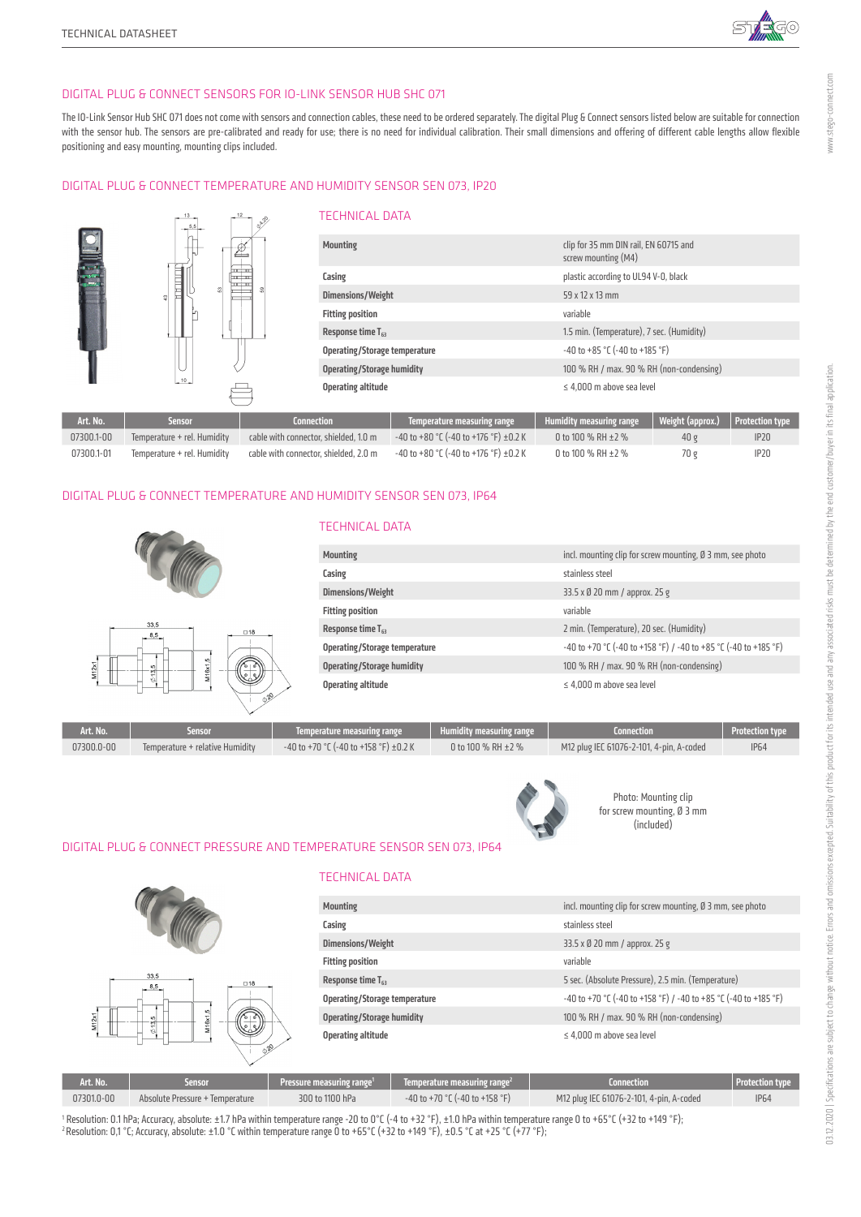## DIGITAL PLUG & CONNECT SENSORS FOR IO-LINK SENSOR HUB SHC 071

The IO-Link Sensor Hub SHC 071 does not come with sensors and connection cables, these need to be ordered separately. The digital Plug & Connect sensors listed below are suitable for connection with the sensor hub. The sensors are pre-calibrated and ready for use; there is no need for individual calibration. Their small dimensions and offering of different cable lengths allow flexible positioning and easy mounting, mounting clips included.

## DIGITAL PLUG & CONNECT TEMPERATURE AND HUMIDITY SENSOR SEN 073, IP20

### TECHNICAL DATA

| | |
|---|---|
| **Mounting** | clip for 35 mm DIN rail, EN 60715 and screw mounting (M4) |
| **Casing** | plastic according to UL94 V-0, black |
| **Dimensions/Weight** | 59 x 12 x 13 mm |
| **Fitting position** | variable |
| **Response time $T_{63}$** | 1.5 min. (Temperature), 7 sec. (Humidity) |
| **Operating/Storage temperature** | -40 to +85 °C (-40 to +185 °F) |
| **Operating/Storage humidity** | 100 % RH / max. 90 % RH (non-condensing) |
| **Operating altitude** | ≤ 4,000 m above sea level |

| Art. No. | Sensor | Connection | Temperature measuring range | Humidity measuring range | Weight (approx.) | Protection type |
|---|---|---|---|---|---|---|
| 07300.1-00 | Temperature + rel. Humidity | cable with connector, shielded, 1.0 m | -40 to +80 °C (-40 to +176 °F) ±0.2 K | 0 to 100 % RH ±2 % | 40 g | IP20 |
| 07300.1-01 | Temperature + rel. Humidity | cable with connector, shielded, 2.0 m | -40 to +80 °C (-40 to +176 °F) ±0.2 K | 0 to 100 % RH ±2 % | 70 g | IP20 |

## DIGITAL PLUG & CONNECT TEMPERATURE AND HUMIDITY SENSOR SEN 073, IP64

### TECHNICAL DATA

| | |
|---|---|
| **Mounting** | incl. mounting clip for screw mounting, Ø 3 mm, see photo |
| **Casing** | stainless steel |
| **Dimensions/Weight** | 33.5 x Ø 20 mm / approx. 25 g |
| **Fitting position** | variable |
| **Response time $T_{63}$** | 2 min. (Temperature), 20 sec. (Humidity) |
| **Operating/Storage temperature** | -40 to +70 °C (-40 to +158 °F) / -40 to +85 °C (-40 to +185 °F) |
| **Operating/Storage humidity** | 100 % RH / max. 90 % RH (non-condensing) |
| **Operating altitude** | ≤ 4,000 m above sea level |

| Art. No. | Sensor | Temperature measuring range | Humidity measuring range | Connection | Protection type |
|---|---|---|---|---|---|
| 07300.0-00 | Temperature + relative Humidity | -40 to +70 °C (-40 to +158 °F) ±0.2 K | 0 to 100 % RH ±2 % | M12 plug IEC 61076-2-101, 4-pin, A-coded | IP64 |

Photo: Mounting clip for screw mounting, Ø 3 mm (included)

## DIGITAL PLUG & CONNECT PRESSURE AND TEMPERATURE SENSOR SEN 073, IP64

### TECHNICAL DATA

| | |
|---|---|
| **Mounting** | incl. mounting clip for screw mounting, Ø 3 mm, see photo |
| **Casing** | stainless steel |
| **Dimensions/Weight** | 33.5 x Ø 20 mm / approx. 25 g |
| **Fitting position** | variable |
| **Response time $T_{63}$** | 5 sec. (Absolute Pressure), 2.5 min. (Temperature) |
| **Operating/Storage temperature** | -40 to +70 °C (-40 to +158 °F) / -40 to +85 °C (-40 to +185 °F) |
| **Operating/Storage humidity** | 100 % RH / max. 90 % RH (non-condensing) |
| **Operating altitude** | ≤ 4,000 m above sea level |

| Art. No. | Sensor | Pressure measuring range[1] | Temperature measuring range[2] | Connection | Protection type |
|---|---|---|---|---|---|
| 07301.0-00 | Absolute Pressure + Temperature | 300 to 1100 hPa | -40 to +70 °C (-40 to +158 °F) | M12 plug IEC 61076-2-101, 4-pin, A-coded | IP64 |

[1] Resolution: 0.1 hPa; Accuracy, absolute: ±1.7 hPa within temperature range -20 to 0°C (-4 to +32 °F), ±1.0 hPa within temperature range 0 to +65°C (+32 to +149 °F);
[2] Resolution: 0,1 °C; Accuracy, absolute: ±1.0 °C within temperature range 0 to +65°C (+32 to +149 °F), ±0.5 °C at +25 °C (+77 °F);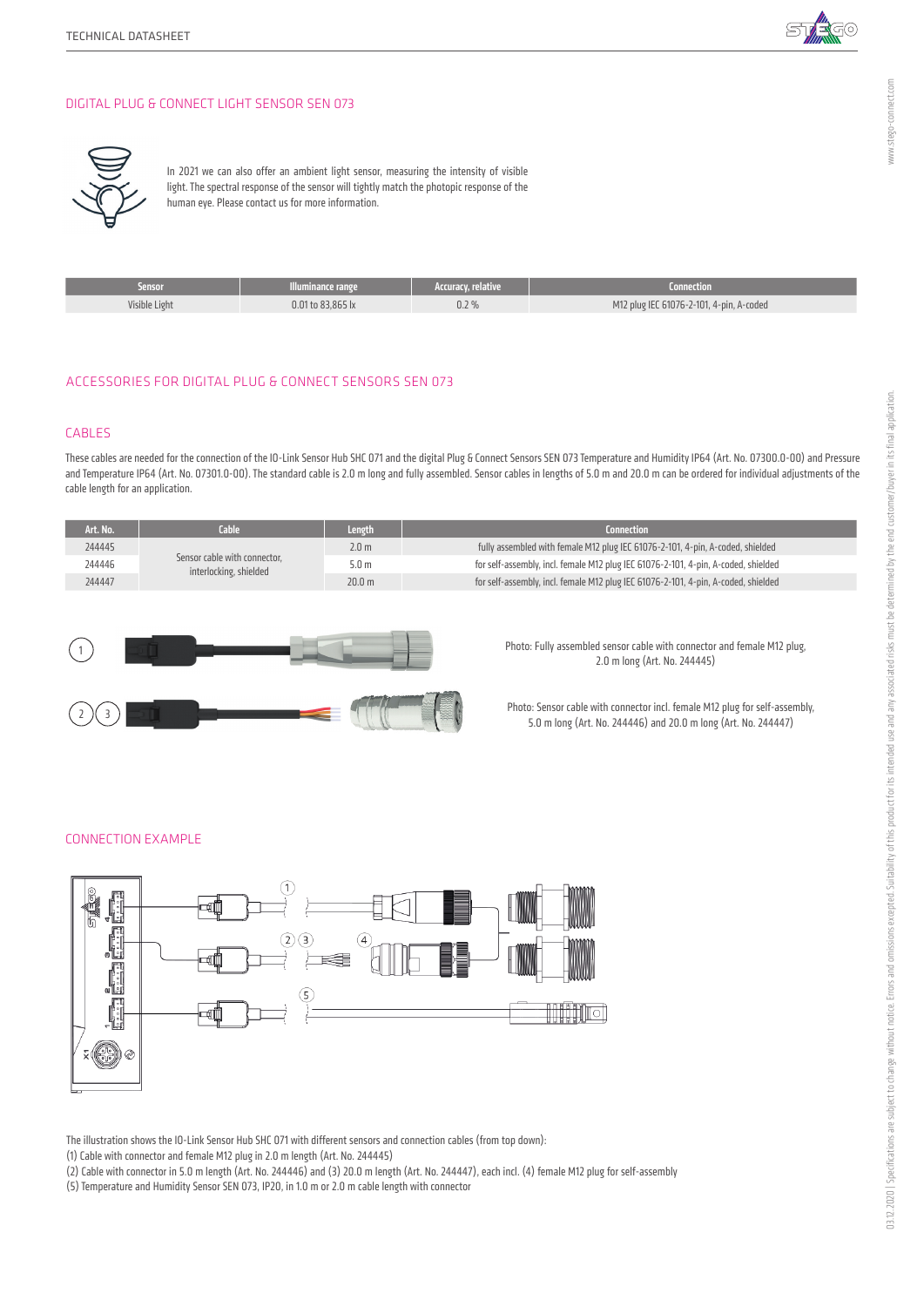## DIGITAL PLUG & CONNECT LIGHT SENSOR SEN 073

In 2021 we can also offer an ambient light sensor, measuring the intensity of visible light. The spectral response of the sensor will tightly match the photopic response of the human eye. Please contact us for more information.

| Sensor | Illuminance range | Accuracy, relative | Connection |
|---|---|---|---|
| Visible Light | 0.01 to 83,865 lx | 0.2 % | M12 plug IEC 61076-2-101, 4-pin, A-coded |

## ACCESSORIES FOR DIGITAL PLUG & CONNECT SENSORS SEN 073

### CABLES

These cables are needed for the connection of the IO-Link Sensor Hub SHC 071 and the digital Plug & Connect Sensors SEN 073 Temperature and Humidity IP64 (Art. No. 07300.0-00) and Pressure and Temperature IP64 (Art. No. 07301.0-00). The standard cable is 2.0 m long and fully assembled. Sensor cables in lengths of 5.0 m and 20.0 m can be ordered for individual adjustments of the cable length for an application.

| Art. No. | Cable | Length | Connection |
|---|---|---|---|
| 244445 | Sensor cable with connector, interlocking, shielded | 2.0 m | fully assembled with female M12 plug IEC 61076-2-101, 4-pin, A-coded, shielded |
| 244446 | | 5.0 m | for self-assembly, incl. female M12 plug IEC 61076-2-101, 4-pin, A-coded, shielded |
| 244447 | | 20.0 m | for self-assembly, incl. female M12 plug IEC 61076-2-101, 4-pin, A-coded, shielded |

(1)

Photo: Fully assembled sensor cable with connector and female M12 plug, 2.0 m long (Art. No. 244445)

(2) (3)

Photo: Sensor cable with connector incl. female M12 plug for self-assembly, 5.0 m long (Art. No. 244446) and 20.0 m long (Art. No. 244447)

### CONNECTION EXAMPLE

The illustration shows the IO-Link Sensor Hub SHC 071 with different sensors and connection cables (from top down):
(1) Cable with connector and female M12 plug in 2.0 m length (Art. No. 244445)
(2) Cable with connector in 5.0 m length (Art. No. 244446) and (3) 20.0 m length (Art. No. 244447), each incl. (4) female M12 plug for self-assembly
(5) Temperature and Humidity Sensor SEN 073, IP20, in 1.0 m or 2.0 m cable length with connector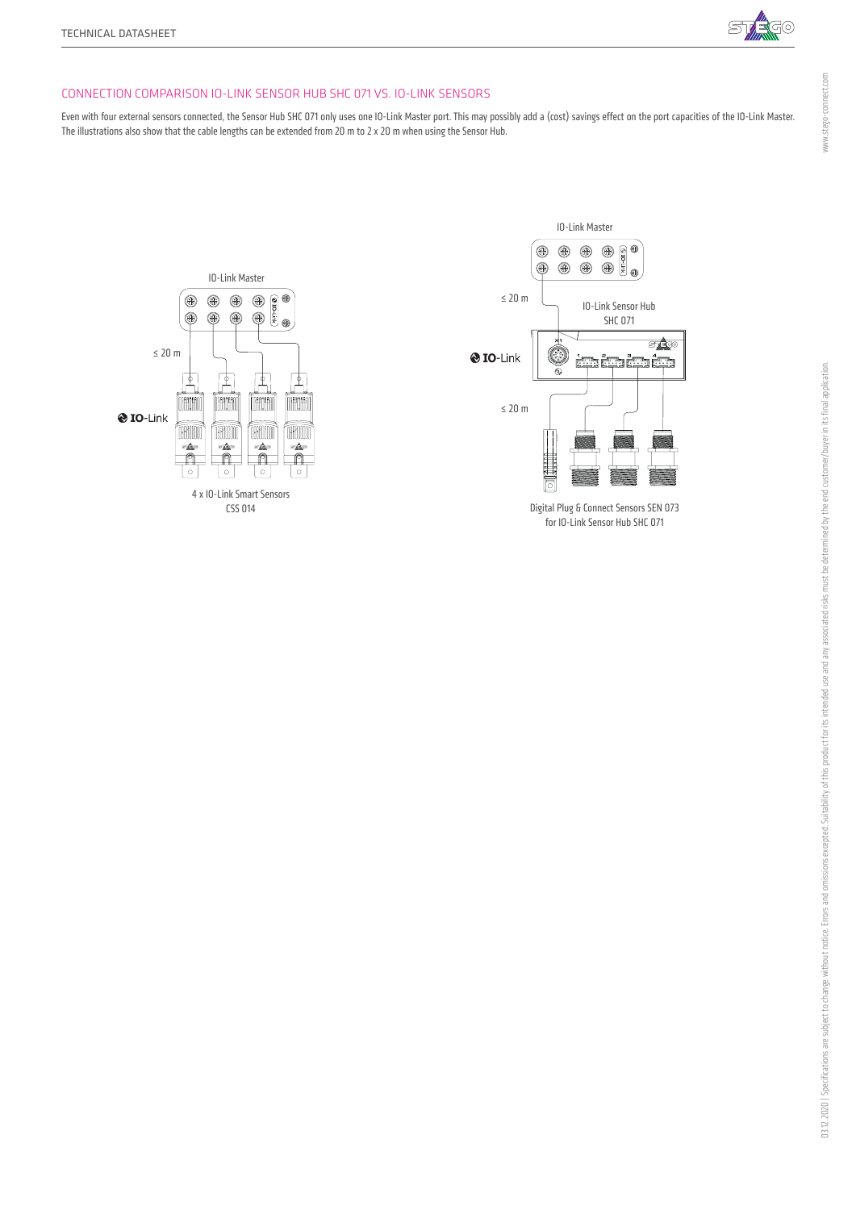## CONNECTION COMPARISON IO-LINK SENSOR HUB SHC 071 VS. IO-LINK SENSORS

Even with four external sensors connected, the Sensor Hub SHC 071 only uses one IO-Link Master port. This may possibly add a (cost) savings effect on the port capacities of the IO-Link Master. The illustrations also show that the cable lengths can be extended from 20 m to 2 x 20 m when using the Sensor Hub.

IO-Link Master

≤ 20 m

IO-Link

4 x IO-Link Smart Sensors
CSS 014

IO-Link Master

≤ 20 m

IO-Link Sensor Hub
SHC 071

IO-Link

≤ 20 m

Digital Plug & Connect Sensors SEN 073
for IO-Link Sensor Hub SHC 071